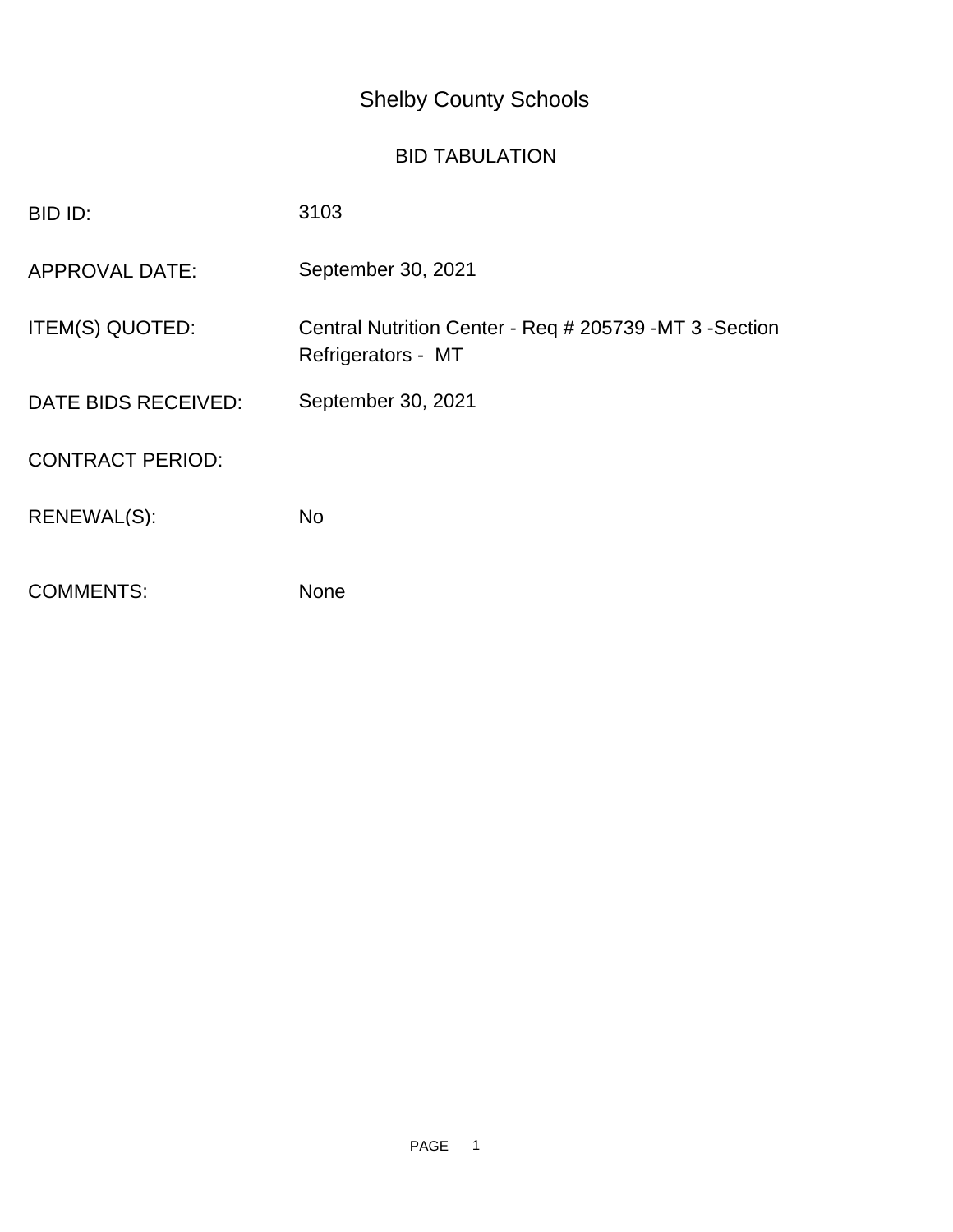# Shelby County Schools

## BID TABULATION

| | |
|---|---|
| BID ID: | 3103 |
| APPROVAL DATE: | September 30, 2021 |
| ITEM(S) QUOTED: | Central Nutrition Center - Req # 205739 -MT 3 -Section Refrigerators - MT |
| DATE BIDS RECEIVED: | September 30, 2021 |
| CONTRACT PERIOD: | |
| RENEWAL(S): | No |
| COMMENTS: | None |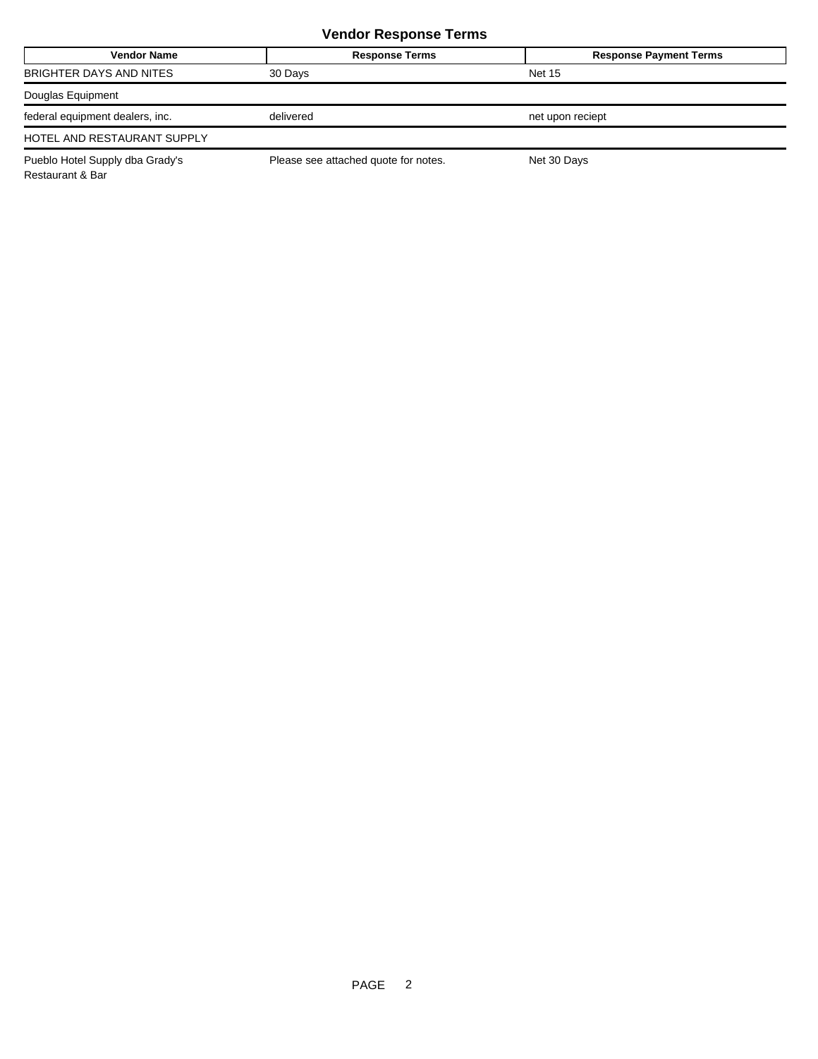### Vendor Response Terms

| Vendor Name | Response Terms | Response Payment Terms |
|---|---|---|
| BRIGHTER DAYS AND NITES | 30 Days | Net 15 |
| Douglas Equipment | | |
| federal equipment dealers, inc. | delivered | net upon reciept |
| HOTEL AND RESTAURANT SUPPLY | | |
| Pueblo Hotel Supply dba Grady's Restaurant & Bar | Please see attached quote for notes. | Net 30 Days |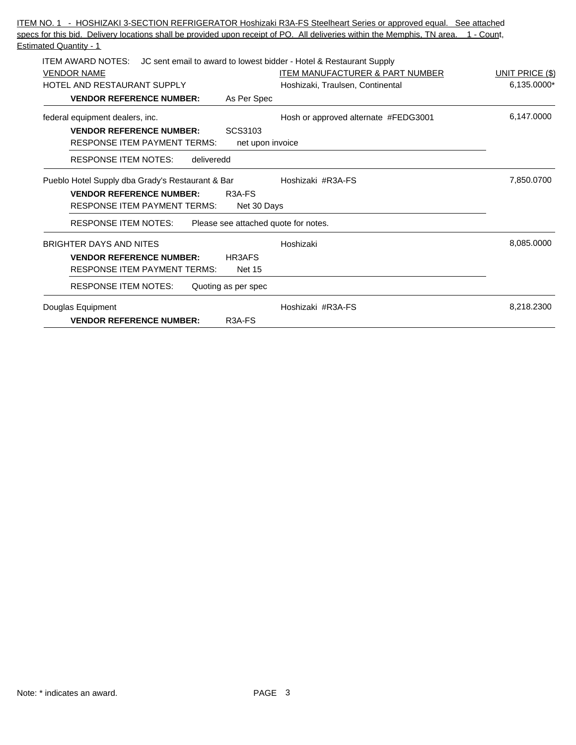ITEM NO. 1 - HOSHIZAKI 3-SECTION REFRIGERATOR Hoshizaki R3A-FS Steelheart Series or approved equal. See attached specs for this bid. Delivery locations shall be provided upon receipt of PO. All deliveries within the Memphis, TN area. 1 - Count, Estimated Quantity - 1

ITEM AWARD NOTES: JC sent email to award to lowest bidder - Hotel & Restaurant Supply

| VENDOR NAME | ITEM MANUFACTURER & PART NUMBER | UNIT PRICE ($) |
|---|---|---|
| HOTEL AND RESTAURANT SUPPLY | Hoshizaki, Traulsen, Continental | 6,135.0000* |
| **VENDOR REFERENCE NUMBER:** As Per Spec | | |
| federal equipment dealers, inc. | Hosh or approved alternate #FEDG3001 | 6,147.0000 |
| **VENDOR REFERENCE NUMBER:** SCS3103 | | |
| RESPONSE ITEM PAYMENT TERMS: net upon invoice | | |
| RESPONSE ITEM NOTES: deliveredd | | |
| Pueblo Hotel Supply dba Grady's Restaurant & Bar | Hoshizaki #R3A-FS | 7,850.0700 |
| **VENDOR REFERENCE NUMBER:** R3A-FS | | |
| RESPONSE ITEM PAYMENT TERMS: Net 30 Days | | |
| RESPONSE ITEM NOTES: Please see attached quote for notes. | | |
| BRIGHTER DAYS AND NITES | Hoshizaki | 8,085.0000 |
| **VENDOR REFERENCE NUMBER:** HR3AFS | | |
| RESPONSE ITEM PAYMENT TERMS: Net 15 | | |
| RESPONSE ITEM NOTES: Quoting as per spec | | |
| Douglas Equipment | Hoshizaki #R3A-FS | 8,218.2300 |
| **VENDOR REFERENCE NUMBER:** R3A-FS | | |

Note: * indicates an award.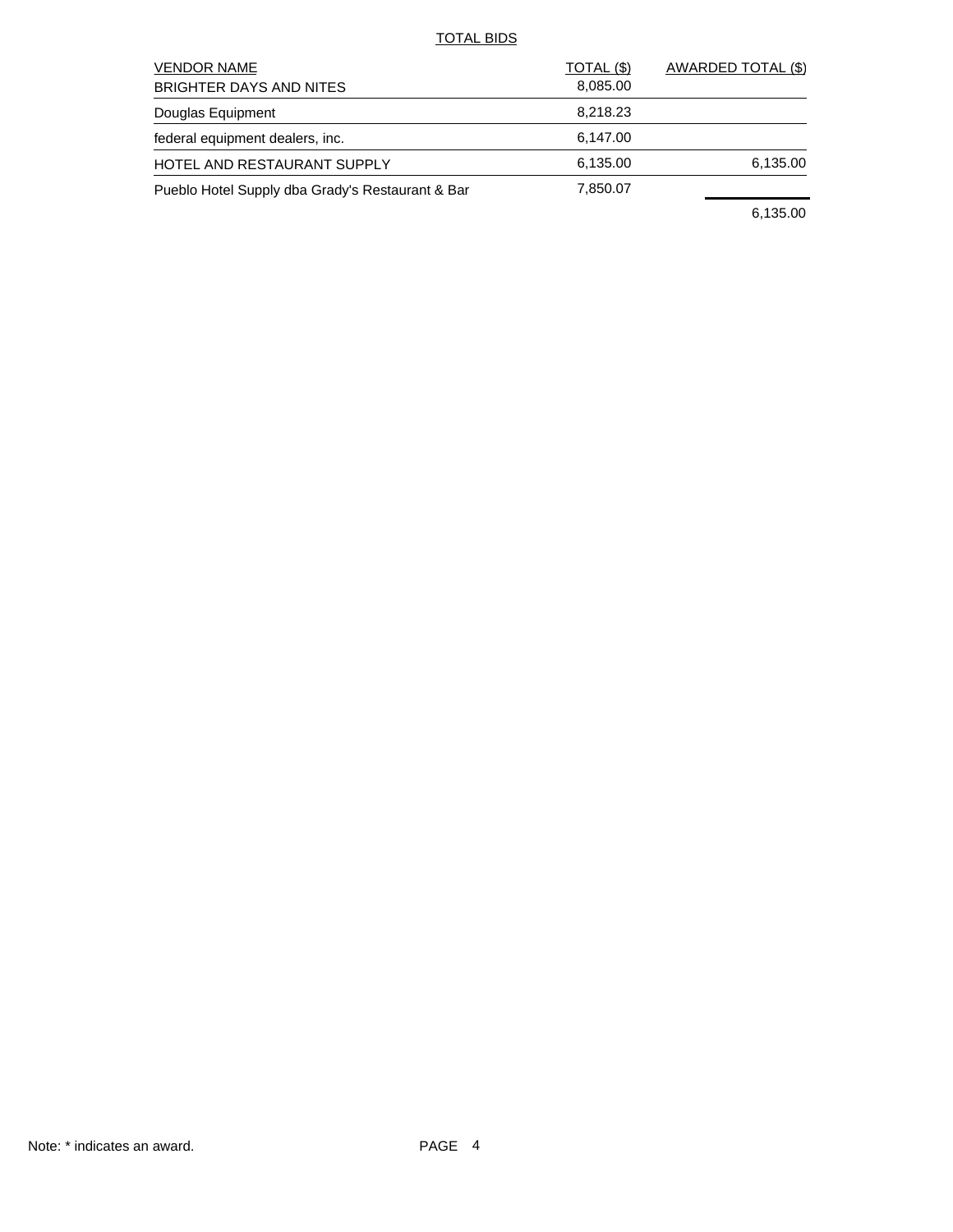TOTAL BIDS

| VENDOR NAME | TOTAL ($) | AWARDED TOTAL ($) |
|---|---|---|
| BRIGHTER DAYS AND NITES | 8,085.00 | |
| Douglas Equipment | 8,218.23 | |
| federal equipment dealers, inc. | 6,147.00 | |
| HOTEL AND RESTAURANT SUPPLY | 6,135.00 | 6,135.00 |
| Pueblo Hotel Supply dba Grady's Restaurant & Bar | 7,850.07 | |
| | | 6,135.00 |

Note: * indicates an award.